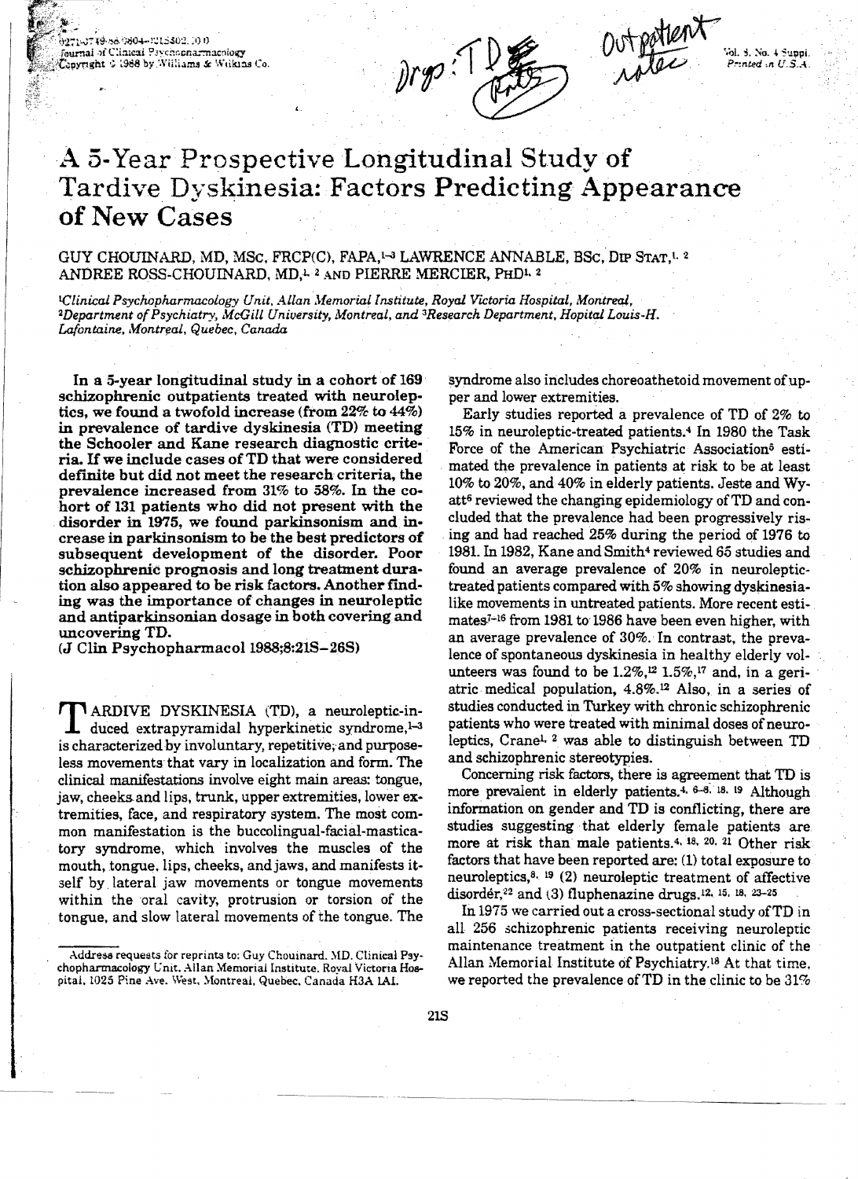# A 5-Year Prospective Longitudinal Study of Tardive Dyskinesia: Factors Predicting Appearance of New Cases

GUY CHOUINARD, MD, MSc, FRCP(C), FAPA,[1-3] LAWRENCE ANNABLE, BSc, DIP STAT,[1,2] ANDREE ROSS-CHOUINARD, MD,[1,2] AND PIERRE MERCIER, PhD[1,2]

[1]Clinical Psychopharmacology Unit, Allan Memorial Institute, Royal Victoria Hospital, Montreal, [2]Department of Psychiatry, McGill University, Montreal, and [3]Research Department, Hopital Louis-H. Lafontaine, Montreal, Quebec, Canada

**In a 5-year longitudinal study in a cohort of 169 schizophrenic outpatients treated with neuroleptics, we found a twofold increase (from 22% to 44%) in prevalence of tardive dyskinesia (TD) meeting the Schooler and Kane research diagnostic criteria. If we include cases of TD that were considered definite but did not meet the research criteria, the prevalence increased from 31% to 58%. In the cohort of 131 patients who did not present with the disorder in 1975, we found parkinsonism and increase in parkinsonism to be the best predictors of subsequent development of the disorder. Poor schizophrenic prognosis and long treatment duration also appeared to be risk factors. Another finding was the importance of changes in neuroleptic and antiparkinsonian dosage in both covering and uncovering TD.**

**(J Clin Psychopharmacol 1988;8:21S–26S)**

TARDIVE DYSKINESIA (TD), a neuroleptic-induced extrapyramidal hyperkinetic syndrome,[1-3] is characterized by involuntary, repetitive, and purposeless movements that vary in localization and form. The clinical manifestations involve eight main areas: tongue, jaw, cheeks and lips, trunk, upper extremities, lower extremities, face, and respiratory system. The most common manifestation is the buccolingual-facial-masticatory syndrome, which involves the muscles of the mouth, tongue, lips, cheeks, and jaws, and manifests itself by lateral jaw movements or tongue movements within the oral cavity, protrusion or torsion of the tongue, and slow lateral movements of the tongue. The syndrome also includes choreoathetoid movement of upper and lower extremities.

Early studies reported a prevalence of TD of 2% to 15% in neuroleptic-treated patients.[4] In 1980 the Task Force of the American Psychiatric Association[5] estimated the prevalence in patients at risk to be at least 10% to 20%, and 40% in elderly patients. Jeste and Wyatt[6] reviewed the changing epidemiology of TD and concluded that the prevalence had been progressively rising and had reached 25% during the period of 1976 to 1981. In 1982, Kane and Smith[4] reviewed 65 studies and found an average prevalence of 20% in neuroleptic-treated patients compared with 5% showing dyskinesia-like movements in untreated patients. More recent estimates[7-16] from 1981 to 1986 have been even higher, with an average prevalence of 30%. In contrast, the prevalence of spontaneous dyskinesia in healthy elderly volunteers was found to be 1.2%,[12] 1.5%,[17] and, in a geriatric medical population, 4.8%.[12] Also, in a series of studies conducted in Turkey with chronic schizophrenic patients who were treated with minimal doses of neuroleptics, Crane[1,2] was able to distinguish between TD and schizophrenic stereotypies.

Concerning risk factors, there is agreement that TD is more prevalent in elderly patients.[4,6-8,18,19] Although information on gender and TD is conflicting, there are studies suggesting that elderly female patients are more at risk than male patients.[4,18,20,21] Other risk factors that have been reported are: (1) total exposure to neuroleptics,[8,19] (2) neuroleptic treatment of affective disorder,[22] and (3) fluphenazine drugs.[12,15,18,23-25]

In 1975 we carried out a cross-sectional study of TD in all 256 schizophrenic patients receiving neuroleptic maintenance treatment in the outpatient clinic of the Allan Memorial Institute of Psychiatry.[18] At that time, we reported the prevalence of TD in the clinic to be 31%

---

Address requests for reprints to: Guy Chouinard, MD, Clinical Psychopharmacology Unit, Allan Memorial Institute, Royal Victoria Hospital, 1025 Pine Ave. West, Montreal, Quebec, Canada H3A 1A1.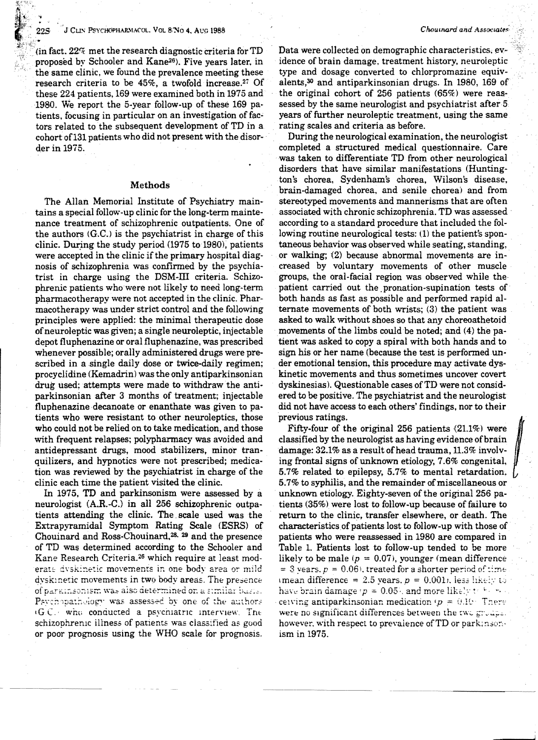(in fact, 22% met the research diagnostic criteria for TD proposed by Schooler and Kane[26]). Five years later, in the same clinic, we found the prevalence meeting these research criteria to be 45%, a twofold increase.[27] Of these 224 patients, 169 were examined both in 1975 and 1980. We report the 5-year follow-up of these 169 patients, focusing in particular on an investigation of factors related to the subsequent development of TD in a cohort of 131 patients who did not present with the disorder in 1975.

## Methods

The Allan Memorial Institute of Psychiatry maintains a special follow-up clinic for the long-term maintenance treatment of schizophrenic outpatients. One of the authors (G.C.) is the psychiatrist in charge of this clinic. During the study period (1975 to 1980), patients were accepted in the clinic if the primary hospital diagnosis of schizophrenia was confirmed by the psychiatrist in charge using the DSM-III criteria. Schizophrenic patients who were not likely to need long-term pharmacotherapy were not accepted in the clinic. Pharmacotherapy was under strict control and the following principles were applied: the minimal therapeutic dose of neuroleptic was given; a single neuroleptic, injectable depot fluphenazine or oral fluphenazine, was prescribed whenever possible; orally administered drugs were prescribed in a single daily dose or twice-daily regimen; procyclidine (Kemadrin) was the only antiparkinsonian drug used; attempts were made to withdraw the antiparkinsonian after 3 months of treatment; injectable fluphenazine decanoate or enanthate was given to patients who were resistant to other neuroleptics, those who could not be relied on to take medication, and those with frequent relapses; polypharmacy was avoided and antidepressant drugs, mood stabilizers, minor tranquilizers, and hypnotics were not prescribed; medication was reviewed by the psychiatrist in charge of the clinic each time the patient visited the clinic.

In 1975, TD and parkinsonism were assessed by a neurologist (A.R.-C.) in all 256 schizophrenic outpatients attending the clinic. The scale used was the Extrapyramidal Symptom Rating Scale (ESRS) of Chouinard and Ross-Chouinard,[28, 29] and the presence of TD was determined according to the Schooler and Kane Research Criteria,[26] which require at least moderate dyskinetic movements in one body area or mild dyskinetic movements in two body areas. The presence of parkinsonism was also determined on a similar basis. Psychopathology was assessed by one of the authors (G.C.) who conducted a psychiatric interview. The schizophrenic illness of patients was classified as good or poor prognosis using the WHO scale for prognosis. Data were collected on demographic characteristics, evidence of brain damage, treatment history, neuroleptic type and dosage converted to chlorpromazine equivalents,[30] and antiparkinsonian drugs. In 1980, 169 of the original cohort of 256 patients (65%) were reassessed by the same neurologist and psychiatrist after 5 years of further neuroleptic treatment, using the same rating scales and criteria as before.

During the neurological examination, the neurologist completed a structured medical questionnaire. Care was taken to differentiate TD from other neurological disorders that have similar manifestations (Huntington's chorea, Sydenham's chorea, Wilson's disease, brain-damaged chorea, and senile chorea) and from stereotyped movements and mannerisms that are often associated with chronic schizophrenia. TD was assessed according to a standard procedure that included the following routine neurological tests: (1) the patient's spontaneous behavior was observed while seating, standing, or walking; (2) because abnormal movements are increased by voluntary movements of other muscle groups, the oral-facial region was observed while the patient carried out the pronation-supination tests of both hands as fast as possible and performed rapid alternate movements of both wrists; (3) the patient was asked to walk without shoes so that any choreoathetoid movements of the limbs could be noted; and (4) the patient was asked to copy a spiral with both hands and to sign his or her name (because the test is performed under emotional tension, this procedure may activate dyskinetic movements and thus sometimes uncover covert dyskinesias). Questionable cases of TD were not considered to be positive. The psychiatrist and the neurologist did not have access to each others' findings, nor to their previous ratings.

Fifty-four of the original 256 patients (21.1%) were classified by the neurologist as having evidence of brain damage: 32.1% as a result of head trauma, 11.3% involving frontal signs of unknown etiology, 7.6% congenital, 5.7% related to epilepsy, 5.7% to mental retardation, 5.7% to syphilis, and the remainder of miscellaneous or unknown etiology. Eighty-seven of the original 256 patients (35%) were lost to follow-up because of failure to return to the clinic, transfer elsewhere, or death. The characteristics of patients lost to follow-up with those of patients who were reassessed in 1980 are compared in Table 1. Patients lost to follow-up tended to be more likely to be male ($p = 0.07$), younger (mean difference = 3 years, $p = 0.06$), treated for a shorter period of time (mean difference = 2.5 years, $p = 0.001$), less likely to have brain damage ($p = 0.05$), and more likely to be receiving antiparkinsonian medication ($p = 0.10$). There were no significant differences between the two groups, however, with respect to prevalence of TD or parkinsonism in 1975.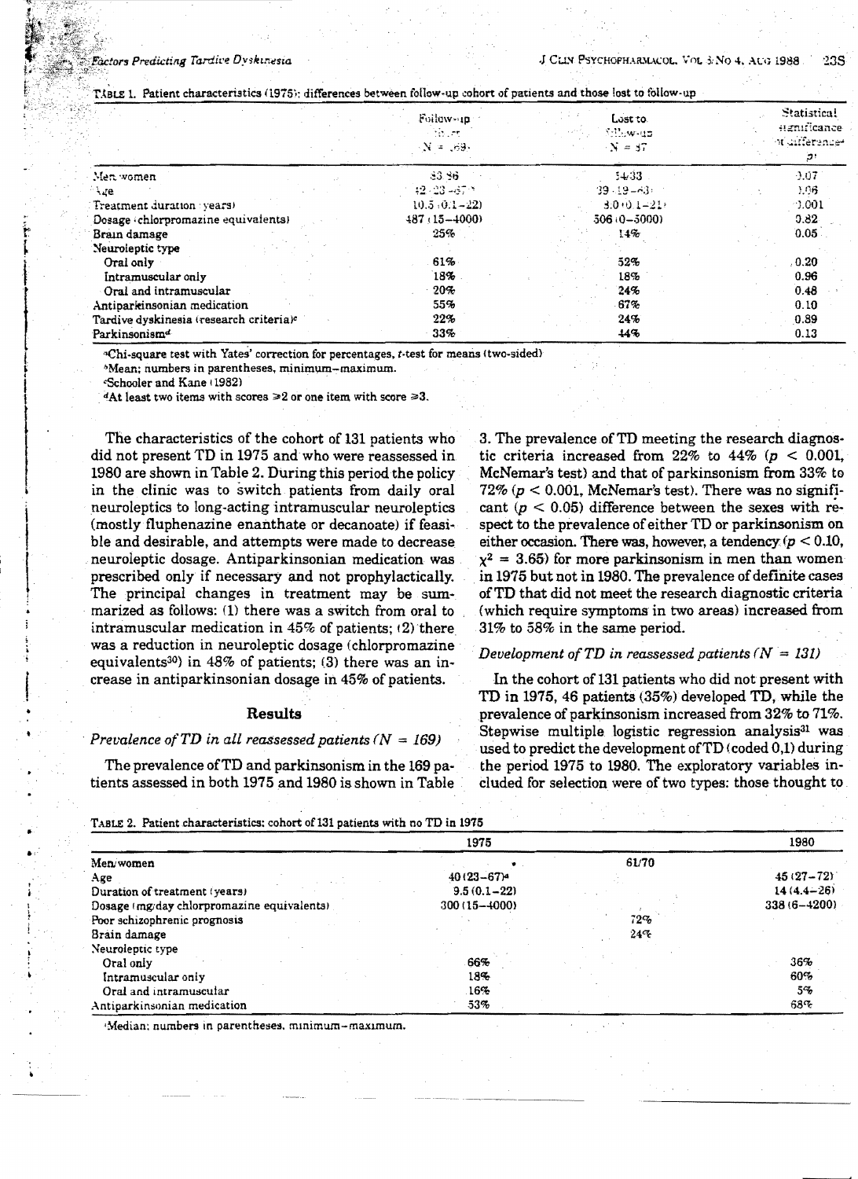TABLE 1. Patient characteristics (1975): differences between follow-up cohort of patients and those lost to follow-up

| | Follow-up cohort (N = 169) | Lost to follow-up (N = 57) | Statistical significance of difference[a] (p) |
|---|---|---|---|
| Men/women | 83/86 | 24/33 | 0.07 |
| Age | 42 (23–67)[b] | 39 (19–63) | 0.06 |
| Treatment duration (years) | 10.5 (0.1–22) | 8.0 (0.1–21) | 0.001 |
| Dosage (chlorpromazine equivalents) | 487 (15–4000) | 506 (0–5000) | 0.82 |
| Brain damage | 25% | 14% | 0.05 |
| Neuroleptic type | | | |
| Oral only | 61% | 52% | 0.20 |
| Intramuscular only | 18% | 18% | 0.96 |
| Oral and intramuscular | 20% | 24% | 0.48 |
| Antiparkinsonian medication | 55% | 67% | 0.10 |
| Tardive dyskinesia (research criteria)[c] | 22% | 24% | 0.89 |
| Parkinsonism[d] | 33% | 44% | 0.13 |

[a]Chi-square test with Yates' correction for percentages, t-test for means (two-sided)
[b]Mean; numbers in parentheses, minimum–maximum.
[c]Schooler and Kane (1982)
[d]At least two items with scores ≥2 or one item with score ≥3.

The characteristics of the cohort of 131 patients who did not present TD in 1975 and who were reassessed in 1980 are shown in Table 2. During this period the policy in the clinic was to switch patients from daily oral neuroleptics to long-acting intramuscular neuroleptics (mostly fluphenazine enanthate or decanoate) if feasible and desirable, and attempts were made to decrease neuroleptic dosage. Antiparkinsonian medication was prescribed only if necessary and not prophylactically. The principal changes in treatment may be summarized as follows: (1) there was a switch from oral to intramuscular medication in 45% of patients; (2) there was a reduction in neuroleptic dosage (chlorpromazine equivalents[30]) in 48% of patients; (3) there was an increase in antiparkinsonian dosage in 45% of patients.

## Results

### *Prevalence of TD in all reassessed patients (N = 169)*

The prevalence of TD and parkinsonism in the 169 patients assessed in both 1975 and 1980 is shown in Table 3. The prevalence of TD meeting the research diagnostic criteria increased from 22% to 44% ($p < 0.001$, McNemar's test) and that of parkinsonism from 33% to 72% ($p < 0.001$, McNemar's test). There was no significant ($p < 0.05$) difference between the sexes with respect to the prevalence of either TD or parkinsonism on either occasion. There was, however, a tendency ($p < 0.10$, $\chi^2 = 3.65$) for more parkinsonism in men than women in 1975 but not in 1980. The prevalence of definite cases of TD that did not meet the research diagnostic criteria (which require symptoms in two areas) increased from 31% to 58% in the same period.

### *Development of TD in reassessed patients (N = 131)*

In the cohort of 131 patients who did not present with TD in 1975, 46 patients (35%) developed TD, while the prevalence of parkinsonism increased from 32% to 71%. Stepwise multiple logistic regression analysis[31] was used to predict the development of TD (coded 0,1) during the period 1975 to 1980. The exploratory variables included for selection were of two types: those thought to

TABLE 2. Patient characteristics: cohort of 131 patients with no TD in 1975

| | 1975 | | 1980 |
|---|---|---|---|
| Men/women | | 61/70 | |
| Age | 40 (23–67)[a] | | 45 (27–72) |
| Duration of treatment (years) | 9.5 (0.1–22) | | 14 (4.4–26) |
| Dosage (mg/day chlorpromazine equivalents) | 300 (15–4000) | | 338 (6–4200) |
| Poor schizophrenic prognosis | | 72% | |
| Brain damage | | 24% | |
| Neuroleptic type | | | |
| Oral only | 66% | | 36% |
| Intramuscular only | 18% | | 60% |
| Oral and intramuscular | 16% | | 5% |
| Antiparkinsonian medication | 53% | | 68% |

[a]Median; numbers in parentheses, minimum–maximum.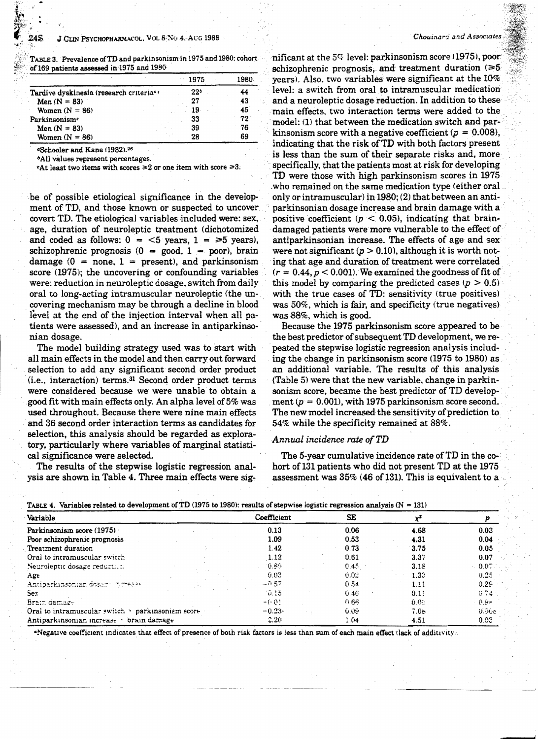TABLE 3. Prevalence of TD and parkinsonism in 1975 and 1980: cohort of 169 patients assessed in 1975 and 1980

| | 1975 | 1980 |
|---|---|---|
| Tardive dyskinesia (research criteria[a]) | 22[b] | 44 |
| Men (N = 83) | 27 | 43 |
| Women (N = 86) | 19 | 45 |
| Parkinsonism[c] | 33 | 72 |
| Men (N = 83) | 39 | 76 |
| Women (N = 86) | 28 | 69 |

[a]Schooler and Kane (1982).[26]

[b]All values represent percentages.

[c]At least two items with scores ≥2 or one item with score ≥3.

be of possible etiological significance in the development of TD, and those known or suspected to uncover covert TD. The etiological variables included were: sex, age, duration of neuroleptic treatment (dichotomized and coded as follows: 0 = <5 years, 1 = ≥5 years), schizophrenic prognosis (0 = good, 1 = poor), brain damage (0 = none, 1 = present), and parkinsonism score (1975); the uncovering or confounding variables were: reduction in neuroleptic dosage, switch from daily oral to long-acting intramuscular neuroleptic (the uncovering mechanism may be through a decline in blood level at the end of the injection interval when all patients were assessed), and an increase in antiparkinsonian dosage.

The model building strategy used was to start with all main effects in the model and then carry out forward selection to add any significant second order product (i.e., interaction) terms.[31] Second order product terms were considered because we were unable to obtain a good fit with main effects only. An alpha level of 5% was used throughout. Because there were nine main effects and 36 second order interaction terms as candidates for selection, this analysis should be regarded as exploratory, particularly where variables of marginal statistical significance were selected.

The results of the stepwise logistic regression analysis are shown in Table 4. Three main effects were significant at the 5% level: parkinsonism score (1975), poor schizophrenic prognosis, and treatment duration (≥5 years). Also, two variables were significant at the 10% level: a switch from oral to intramuscular medication and a neuroleptic dosage reduction. In addition to these main effects, two interaction terms were added to the model: (1) that between the medication switch and parkinsonism score with a negative coefficient ($p = 0.008$), indicating that the risk of TD with both factors present is less than the sum of their separate risks and, more specifically, that the patients most at risk for developing TD were those with high parkinsonism scores in 1975 who remained on the same medication type (either oral only or intramuscular) in 1980; (2) that between an antiparkinsonian dosage increase and brain damage with a positive coefficient ($p < 0.05$), indicating that brain-damaged patients were more vulnerable to the effect of antiparkinsonian increase. The effects of age and sex were not significant ($p > 0.10$), although it is worth noting that age and duration of treatment were correlated ($r = 0.44, p < 0.001$). We examined the goodness of fit of this model by comparing the predicted cases ($p > 0.5$) with the true cases of TD: sensitivity (true positives) was 50%, which is fair, and specificity (true negatives) was 88%, which is good.

Because the 1975 parkinsonism score appeared to be the best predictor of subsequent TD development, we repeated the stepwise logistic regression analysis including the change in parkinsonism score (1975 to 1980) as an additional variable. The results of this analysis (Table 5) were that the new variable, change in parkinsonism score, became the best predictor of TD development ($p = 0.001$), with 1975 parkinsonism score second. The new model increased the sensitivity of prediction to 54% while the specificity remained at 88%.

### *Annual incidence rate of TD*

The 5-year cumulative incidence rate of TD in the cohort of 131 patients who did not present TD at the 1975 assessment was 35% (46 of 131). This is equivalent to a

TABLE 4. Variables related to development of TD (1975 to 1980): results of stepwise logistic regression analysis (N = 131)

| Variable | Coefficient | SE | $\chi^2$ | p |
|---|---|---|---|---|
| Parkinsonism score (1975) | 0.13 | 0.06 | 4.68 | 0.03 |
| Poor schizophrenic prognosis | 1.09 | 0.53 | 4.31 | 0.04 |
| Treatment duration | 1.42 | 0.73 | 3.75 | 0.05 |
| Oral to intramuscular switch | 1.12 | 0.61 | 3.37 | 0.07 |
| Neuroleptic dosage reduction | 0.80 | 0.45 | 3.18 | 0.07 |
| Age | 0.03 | 0.02 | 1.33 | 0.25 |
| Antiparkinsonian dosage increase | −0.57 | 0.54 | 1.11 | 0.29 |
| Sex | 0.15 | 0.46 | 0.11 | 0.74 |
| Brain damage | −0.01 | 0.66 | 0.00 | 0.98 |
| Oral to intramuscular switch × parkinsonism score | −0.23[a] | 0.09 | 7.08 | 0.008 |
| Antiparkinsonian increase × brain damage | 2.20 | 1.04 | 4.51 | 0.03 |

[a]Negative coefficient indicates that effect of presence of both risk factors is less than sum of each main effect (lack of additivity).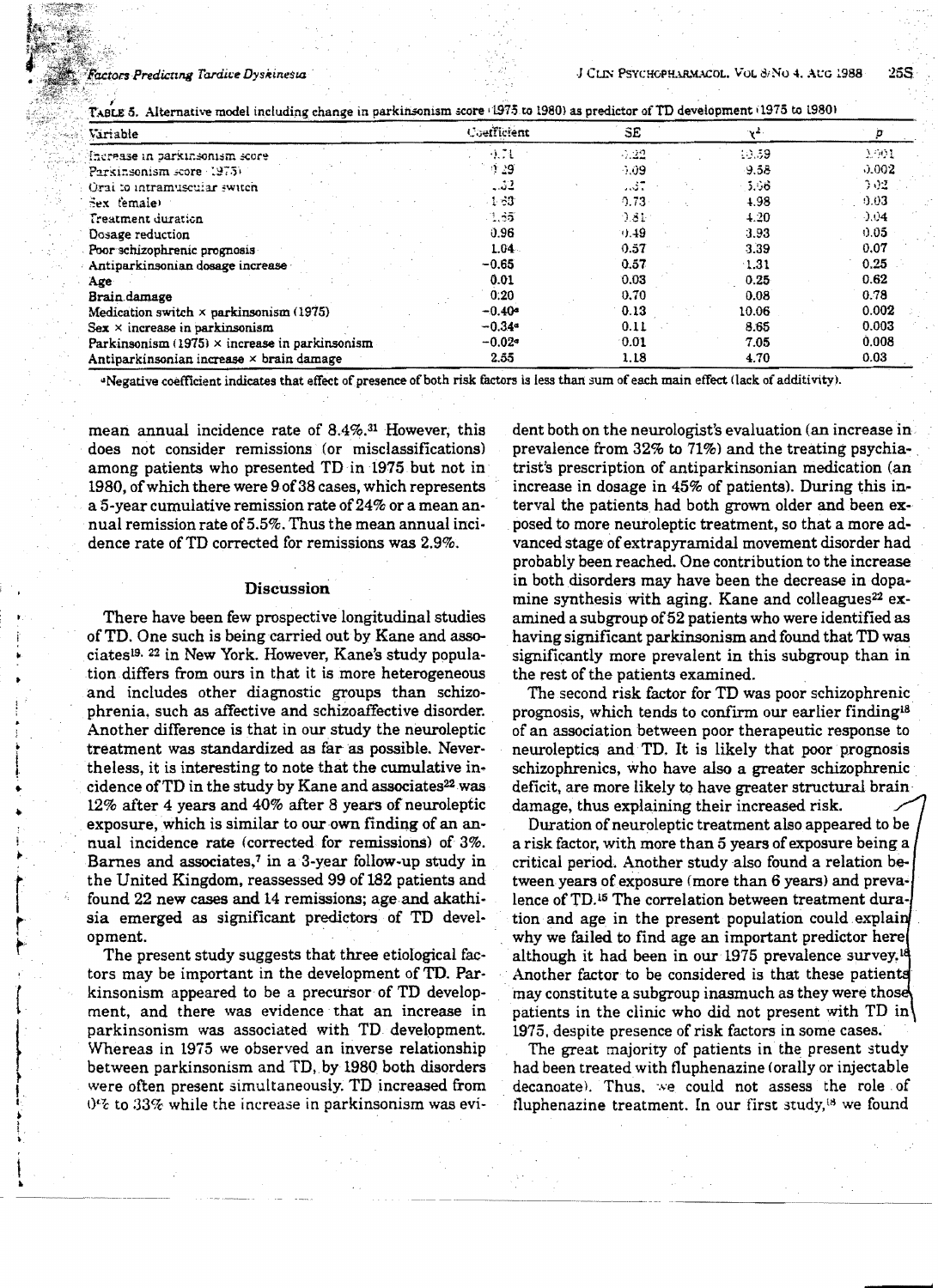TABLE 5. Alternative model including change in parkinsonism score (1975 to 1980) as predictor of TD development (1975 to 1980)

| Variable | Coefficient | SE | $\chi^2$ | p |
|---|---|---|---|---|
| Increase in parkinsonism score | 0.71 | 0.22 | 10.59 | 0.001 |
| Parkinsonism score (1975) | 0.29 | 0.09 | 9.58 | 0.002 |
| Oral to intramuscular switch | 1.32 | 0.57 | 5.36 | 0.02 |
| Sex (female) | 1.63 | 0.73 | 4.98 | 0.03 |
| Treatment duration | 1.65 | 0.81 | 4.20 | 0.04 |
| Dosage reduction | 0.96 | 0.49 | 3.93 | 0.05 |
| Poor schizophrenic prognosis | 1.04 | 0.57 | 3.39 | 0.07 |
| Antiparkinsonian dosage increase | −0.65 | 0.57 | 1.31 | 0.25 |
| Age | 0.01 | 0.03 | 0.25 | 0.62 |
| Brain damage | 0.20 | 0.70 | 0.08 | 0.78 |
| Medication switch × parkinsonism (1975) | −0.40[a] | 0.13 | 10.06 | 0.002 |
| Sex × increase in parkinsonism | −0.34[a] | 0.11 | 8.65 | 0.003 |
| Parkinsonism (1975) × increase in parkinsonism | −0.02[a] | 0.01 | 7.05 | 0.008 |
| Antiparkinsonian increase × brain damage | 2.55 | 1.18 | 4.70 | 0.03 |

[a]Negative coefficient indicates that effect of presence of both risk factors is less than sum of each main effect (lack of additivity).

mean annual incidence rate of 8.4%.[31] However, this does not consider remissions (or misclassifications) among patients who presented TD in 1975 but not in 1980, of which there were 9 of 38 cases, which represents a 5-year cumulative remission rate of 24% or a mean annual remission rate of 5.5%. Thus the mean annual incidence rate of TD corrected for remissions was 2.9%.

## Discussion

There have been few prospective longitudinal studies of TD. One such is being carried out by Kane and associates[19, 22] in New York. However, Kane's study population differs from ours in that it is more heterogeneous and includes other diagnostic groups than schizophrenia, such as affective and schizoaffective disorder. Another difference is that in our study the neuroleptic treatment was standardized as far as possible. Nevertheless, it is interesting to note that the cumulative incidence of TD in the study by Kane and associates[22] was 12% after 4 years and 40% after 8 years of neuroleptic exposure, which is similar to our own finding of an annual incidence rate (corrected for remissions) of 3%. Barnes and associates,[7] in a 3-year follow-up study in the United Kingdom, reassessed 99 of 182 patients and found 22 new cases and 14 remissions; age and akathisia emerged as significant predictors of TD development.

The present study suggests that three etiological factors may be important in the development of TD. Parkinsonism appeared to be a precursor of TD development, and there was evidence that an increase in parkinsonism was associated with TD development. Whereas in 1975 we observed an inverse relationship between parkinsonism and TD, by 1980 both disorders were often present simultaneously. TD increased from 0% to 33% while the increase in parkinsonism was evident both on the neurologist's evaluation (an increase in prevalence from 32% to 71%) and the treating psychiatrist's prescription of antiparkinsonian medication (an increase in dosage in 45% of patients). During this interval the patients had both grown older and been exposed to more neuroleptic treatment, so that a more advanced stage of extrapyramidal movement disorder had probably been reached. One contribution to the increase in both disorders may have been the decrease in dopamine synthesis with aging. Kane and colleagues[22] examined a subgroup of 52 patients who were identified as having significant parkinsonism and found that TD was significantly more prevalent in this subgroup than in the rest of the patients examined.

The second risk factor for TD was poor schizophrenic prognosis, which tends to confirm our earlier finding[18] of an association between poor therapeutic response to neuroleptics and TD. It is likely that poor prognosis schizophrenics, who have also a greater schizophrenic deficit, are more likely to have greater structural brain damage, thus explaining their increased risk.

Duration of neuroleptic treatment also appeared to be a risk factor, with more than 5 years of exposure being a critical period. Another study also found a relation between years of exposure (more than 6 years) and prevalence of TD.[15] The correlation between treatment duration and age in the present population could explain why we failed to find age an important predictor here although it had been in our 1975 prevalence survey.[18] Another factor to be considered is that these patients may constitute a subgroup inasmuch as they were those patients in the clinic who did not present with TD in 1975, despite presence of risk factors in some cases.

The great majority of patients in the present study had been treated with fluphenazine (orally or injectable decanoate). Thus, we could not assess the role of fluphenazine treatment. In our first study,[18] we found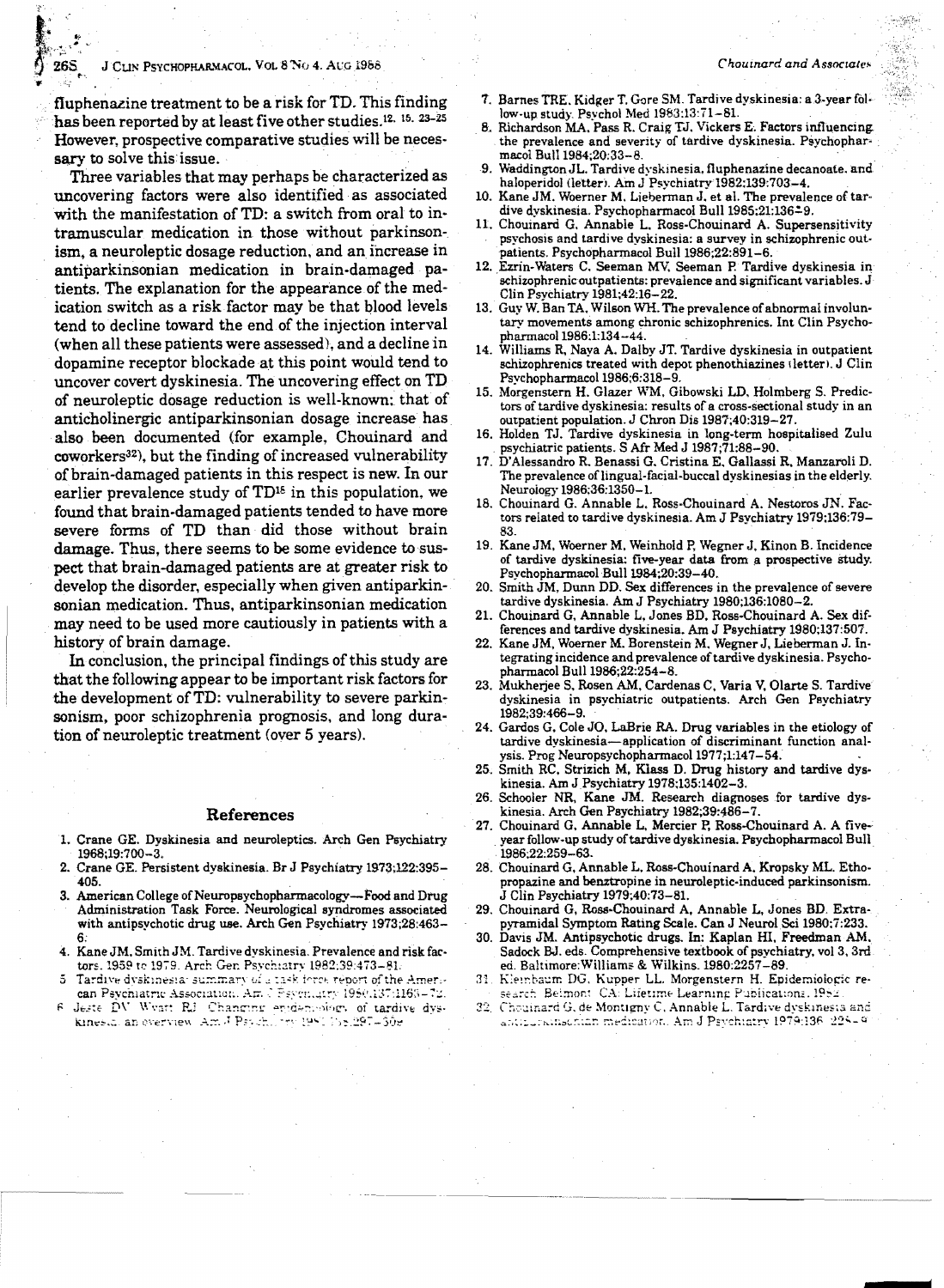fluphenazine treatment to be a risk for TD. This finding has been reported by at least five other studies.[12, 15, 23–25] However, prospective comparative studies will be necessary to solve this issue.

Three variables that may perhaps be characterized as uncovering factors were also identified as associated with the manifestation of TD: a switch from oral to intramuscular medication in those without parkinsonism, a neuroleptic dosage reduction, and an increase in antiparkinsonian medication in brain-damaged patients. The explanation for the appearance of the medication switch as a risk factor may be that blood levels tend to decline toward the end of the injection interval (when all these patients were assessed), and a decline in dopamine receptor blockade at this point would tend to uncover covert dyskinesia. The uncovering effect on TD of neuroleptic dosage reduction is well-known; that of anticholinergic antiparkinsonian dosage increase has also been documented (for example, Chouinard and coworkers[32]), but the finding of increased vulnerability of brain-damaged patients in this respect is new. In our earlier prevalence study of TD[15] in this population, we found that brain-damaged patients tended to have more severe forms of TD than did those without brain damage. Thus, there seems to be some evidence to suspect that brain-damaged patients are at greater risk to develop the disorder, especially when given antiparkinsonian medication. Thus, antiparkinsonian medication may need to be used more cautiously in patients with a history of brain damage.

In conclusion, the principal findings of this study are that the following appear to be important risk factors for the development of TD: vulnerability to severe parkinsonism, poor schizophrenia prognosis, and long duration of neuroleptic treatment (over 5 years).

## References

1. Crane GE. Dyskinesia and neuroleptics. Arch Gen Psychiatry 1968;19:700–3.
2. Crane GE. Persistent dyskinesia. Br J Psychiatry 1973;122:395–405.
3. American College of Neuropsychopharmacology—Food and Drug Administration Task Force. Neurological syndromes associated with antipsychotic drug use. Arch Gen Psychiatry 1973;28:463–6.
4. Kane JM, Smith JM. Tardive dyskinesia. Prevalence and risk factors, 1959 to 1979. Arch Gen Psychiatry 1982;39:473–81.
5. Tardive dyskinesia: summary of a task force report of the American Psychiatric Association. Am J Psychiatry 1980;137:1163–72.
6. Jeste DV, Wyatt RJ. Changing epidemiology of tardive dyskinesia: an overview. Am J Psychiatry 1981;138:297–309.
7. Barnes TRE, Kidger T, Gore SM. Tardive dyskinesia: a 3-year follow-up study. Psychol Med 1983;13:71–81.
8. Richardson MA, Pass R, Craig TJ, Vickers E. Factors influencing the prevalence and severity of tardive dyskinesia. Psychopharmacol Bull 1984;20:33–8.
9. Waddington JL. Tardive dyskinesia, fluphenazine decanoate, and haloperidol (letter). Am J Psychiatry 1982;139:703–4.
10. Kane JM, Woerner M, Lieberman J, et al. The prevalence of tardive dyskinesia. Psychopharmacol Bull 1985;21:136–9.
11. Chouinard G, Annable L, Ross-Chouinard A. Supersensitivity psychosis and tardive dyskinesia: a survey in schizophrenic outpatients. Psychopharmacol Bull 1986;22:891–6.
12. Ezrin-Waters C, Seeman MV, Seeman P. Tardive dyskinesia in schizophrenic outpatients: prevalence and significant variables. J Clin Psychiatry 1981;42:16–22.
13. Guy W, Ban TA, Wilson WH. The prevalence of abnormal involuntary movements among chronic schizophrenics. Int Clin Psychopharmacol 1986;1:134–44.
14. Williams R, Naya A, Dalby JT. Tardive dyskinesia in outpatient schizophrenics treated with depot phenothiazines (letter). J Clin Psychopharmacol 1986;6:318–9.
15. Morgenstern H, Glazer WM, Gibowski LD, Holmberg S. Predictors of tardive dyskinesia: results of a cross-sectional study in an outpatient population. J Chron Dis 1987;40:319–27.
16. Holden TJ. Tardive dyskinesia in long-term hospitalised Zulu psychiatric patients. S Afr Med J 1987;71:88–90.
17. D'Alessandro R, Benassi G, Cristina E, Gallassi R, Manzaroli D. The prevalence of lingual-facial-buccal dyskinesias in the elderly. Neurology 1986;36:1350–1.
18. Chouinard G, Annable L, Ross-Chouinard A, Nestoros JN. Factors related to tardive dyskinesia. Am J Psychiatry 1979;136:79–83.
19. Kane JM, Woerner M, Weinhold P, Wegner J, Kinon B. Incidence of tardive dyskinesia: five-year data from a prospective study. Psychopharmacol Bull 1984;20:39–40.
20. Smith JM, Dunn DD. Sex differences in the prevalence of severe tardive dyskinesia. Am J Psychiatry 1980;136:1080–2.
21. Chouinard G, Annable L, Jones BD, Ross-Chouinard A. Sex differences and tardive dyskinesia. Am J Psychiatry 1980;137:507.
22. Kane JM, Woerner M, Borenstein M, Wegner J, Lieberman J. Integrating incidence and prevalence of tardive dyskinesia. Psychopharmacol Bull 1986;22:254–8.
23. Mukherjee S, Rosen AM, Cardenas C, Varia V, Olarte S. Tardive dyskinesia in psychiatric outpatients. Arch Gen Psychiatry 1982;39:466–9.
24. Gardos G, Cole JO, LaBrie RA. Drug variables in the etiology of tardive dyskinesia—application of discriminant function analysis. Prog Neuropsychopharmacol 1977;1:147–54.
25. Smith RC, Strizich M, Klass D. Drug history and tardive dyskinesia. Am J Psychiatry 1978;135:1402–3.
26. Schooler NR, Kane JM. Research diagnoses for tardive dyskinesia. Arch Gen Psychiatry 1982;39:486–7.
27. Chouinard G, Annable L, Mercier P, Ross-Chouinard A. A five-year follow-up study of tardive dyskinesia. Psychopharmacol Bull 1986;22:259–63.
28. Chouinard G, Annable L, Ross-Chouinard A, Kropsky ML. Ethopropazine and benztropine in neuroleptic-induced parkinsonism. J Clin Psychiatry 1979;40:73–81.
29. Chouinard G, Ross-Chouinard A, Annable L, Jones BD. Extrapyramidal Symptom Rating Scale. Can J Neurol Sci 1980;7:233.
30. Davis JM. Antipsychotic drugs. In: Kaplan HI, Freedman AM, Sadock BJ. eds. Comprehensive textbook of psychiatry, vol 3, 3rd ed. Baltimore: Williams & Wilkins. 1980:2257–89.
31. Kleinbaum DG, Kupper LL, Morgenstern H. Epidemiologic research. Belmont CA: Lifetime Learning Publications, 1982.
32. Chouinard G, de Montigny C, Annable L. Tardive dyskinesia and antiparkinsonian medication. Am J Psychiatry 1979;136:228–9.